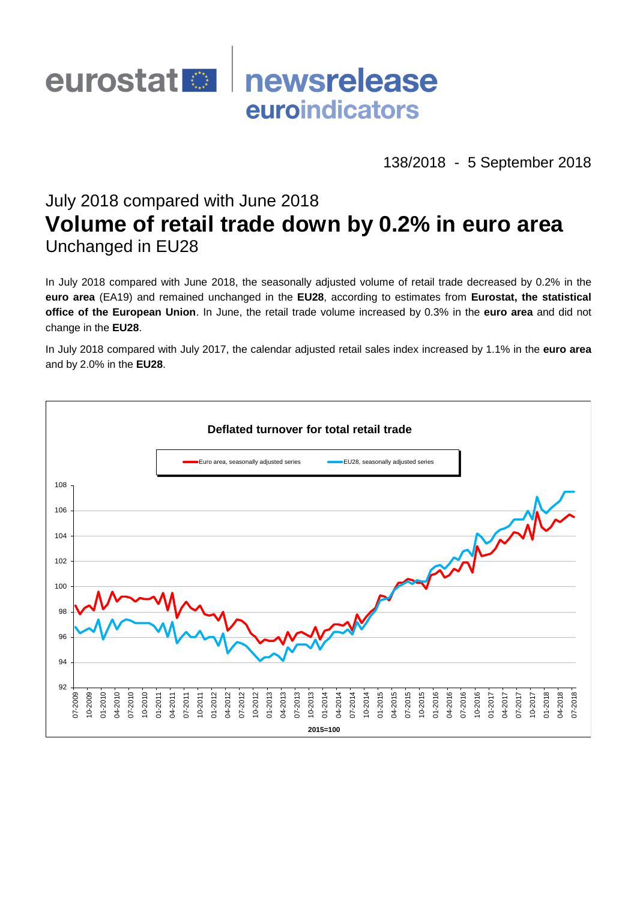eurostat newsrelease euroindicators

138/2018 - 5 September 2018

## July 2018 compared with June 2018

# Volume of retail trade down by 0.2% in euro area

## Unchanged in EU28

In July 2018 compared with June 2018, the seasonally adjusted volume of retail trade decreased by 0.2% in the **euro area** (EA19) and remained unchanged in the **EU28**, according to estimates from **Eurostat, the statistical office of the European Union**. In June, the retail trade volume increased by 0.3% in the **euro area** and did not change in the **EU28**.

In July 2018 compared with July 2017, the calendar adjusted retail sales index increased by 1.1% in the **euro area** and by 2.0% in the **EU28**.

**Deflated turnover for total retail trade**

Euro area, seasonally adjusted series — EU28, seasonally adjusted series

2015=100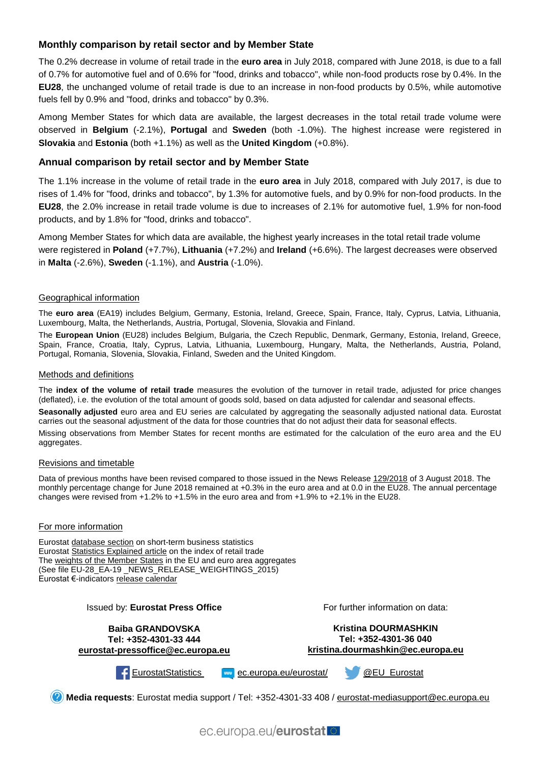## Monthly comparison by retail sector and by Member State

The 0.2% decrease in volume of retail trade in the **euro area** in July 2018, compared with June 2018, is due to a fall of 0.7% for automotive fuel and of 0.6% for "food, drinks and tobacco", while non-food products rose by 0.4%. In the **EU28**, the unchanged volume of retail trade is due to an increase in non-food products by 0.5%, while automotive fuels fell by 0.9% and "food, drinks and tobacco" by 0.3%.

Among Member States for which data are available, the largest decreases in the total retail trade volume were observed in **Belgium** (-2.1%), **Portugal** and **Sweden** (both -1.0%). The highest increase were registered in **Slovakia** and **Estonia** (both +1.1%) as well as the **United Kingdom** (+0.8%).

## Annual comparison by retail sector and by Member State

The 1.1% increase in the volume of retail trade in the **euro area** in July 2018, compared with July 2017, is due to rises of 1.4% for "food, drinks and tobacco", by 1.3% for automotive fuels, and by 0.9% for non-food products. In the **EU28**, the 2.0% increase in retail trade volume is due to increases of 2.1% for automotive fuel, 1.9% for non-food products, and by 1.8% for "food, drinks and tobacco".

Among Member States for which data are available, the highest yearly increases in the total retail trade volume were registered in **Poland** (+7.7%), **Lithuania** (+7.2%) and **Ireland** (+6.6%). The largest decreases were observed in **Malta** (-2.6%), **Sweden** (-1.1%), and **Austria** (-1.0%).

### Geographical information

The **euro area** (EA19) includes Belgium, Germany, Estonia, Ireland, Greece, Spain, France, Italy, Cyprus, Latvia, Lithuania, Luxembourg, Malta, the Netherlands, Austria, Portugal, Slovenia, Slovakia and Finland.

The **European Union** (EU28) includes Belgium, Bulgaria, the Czech Republic, Denmark, Germany, Estonia, Ireland, Greece, Spain, France, Croatia, Italy, Cyprus, Latvia, Lithuania, Luxembourg, Hungary, Malta, the Netherlands, Austria, Poland, Portugal, Romania, Slovenia, Slovakia, Finland, Sweden and the United Kingdom.

### Methods and definitions

The **index of the volume of retail trade** measures the evolution of the turnover in retail trade, adjusted for price changes (deflated), i.e. the evolution of the total amount of goods sold, based on data adjusted for calendar and seasonal effects.

**Seasonally adjusted** euro area and EU series are calculated by aggregating the seasonally adjusted national data. Eurostat carries out the seasonal adjustment of the data for those countries that do not adjust their data for seasonal effects.

Missing observations from Member States for recent months are estimated for the calculation of the euro area and the EU aggregates.

### Revisions and timetable

Data of previous months have been revised compared to those issued in the News Release 129/2018 of 3 August 2018. The monthly percentage change for June 2018 remained at +0.3% in the euro area and at 0.0 in the EU28. The annual percentage changes were revised from +1.2% to +1.5% in the euro area and from +1.9% to +2.1% in the EU28.

### For more information

Eurostat database section on short-term business statistics
Eurostat Statistics Explained article on the index of retail trade
The weights of the Member States in the EU and euro area aggregates
(See file EU-28_EA-19 _NEWS_RELEASE_WEIGHTINGS_2015)
Eurostat €-indicators release calendar

Issued by: **Eurostat Press Office**

**Baiba GRANDOVSKA**
**Tel: +352-4301-33 444**
**eurostat-pressoffice@ec.europa.eu**

For further information on data:

**Kristina DOURMASHKIN**
**Tel: +352-4301-36 040**
**kristina.dourmashkin@ec.europa.eu**

EurostatStatistics   ec.europa.eu/eurostat/   @EU_Eurostat

**Media requests**: Eurostat media support / Tel: +352-4301-33 408 / eurostat-mediasupport@ec.europa.eu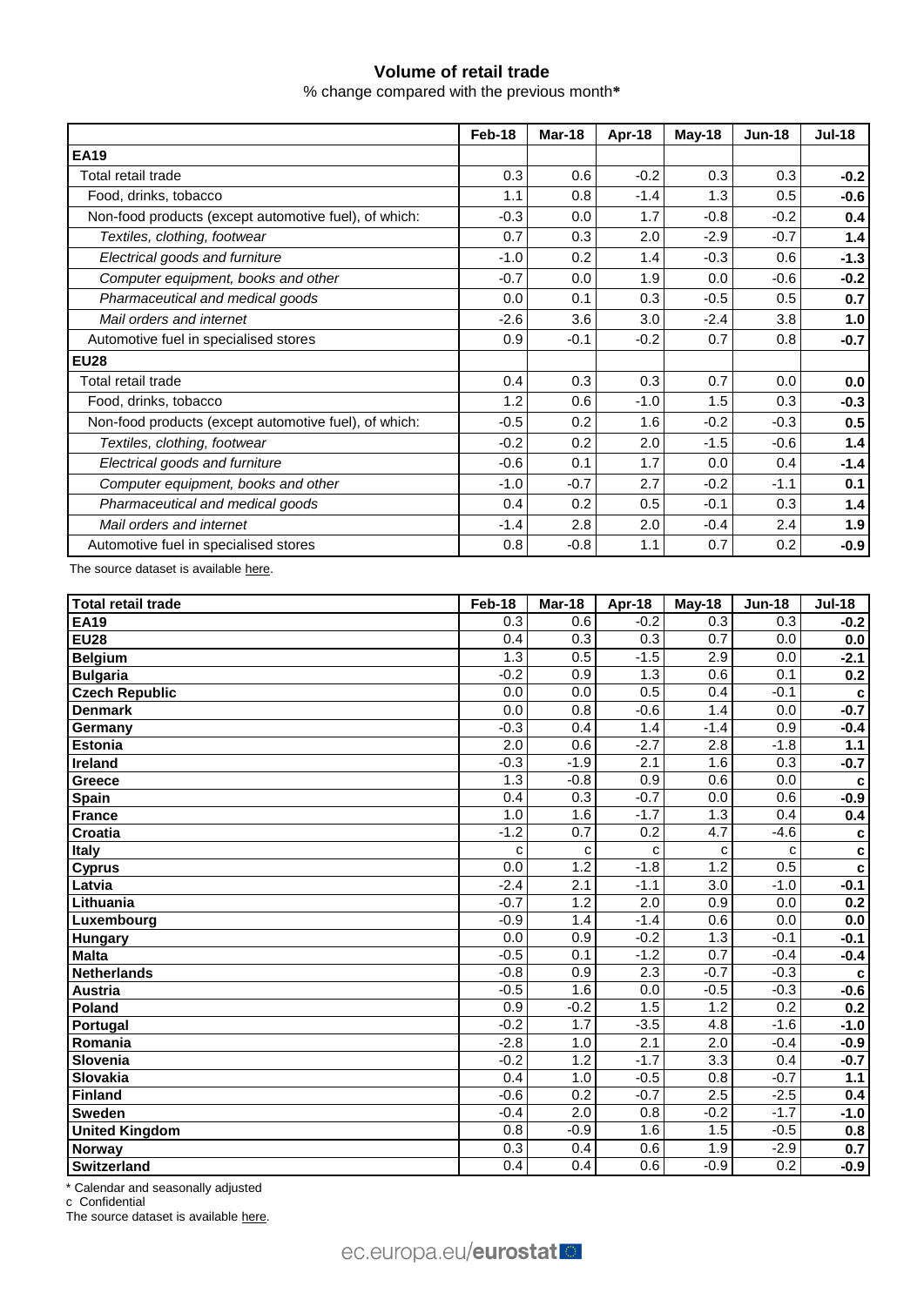## Volume of retail trade

% change compared with the previous month*

| | Feb-18 | Mar-18 | Apr-18 | May-18 | Jun-18 | Jul-18 |
|---|---|---|---|---|---|---|
| **EA19** | | | | | | |
| Total retail trade | 0.3 | 0.6 | -0.2 | 0.3 | 0.3 | **-0.2** |
| Food, drinks, tobacco | 1.1 | 0.8 | -1.4 | 1.3 | 0.5 | **-0.6** |
| Non-food products (except automotive fuel), of which: | -0.3 | 0.0 | 1.7 | -0.8 | -0.2 | **0.4** |
| *Textiles, clothing, footwear* | 0.7 | 0.3 | 2.0 | -2.9 | -0.7 | **1.4** |
| *Electrical goods and furniture* | -1.0 | 0.2 | 1.4 | -0.3 | 0.6 | **-1.3** |
| *Computer equipment, books and other* | -0.7 | 0.0 | 1.9 | 0.0 | -0.6 | **-0.2** |
| *Pharmaceutical and medical goods* | 0.0 | 0.1 | 0.3 | -0.5 | 0.5 | **0.7** |
| *Mail orders and internet* | -2.6 | 3.6 | 3.0 | -2.4 | 3.8 | **1.0** |
| Automotive fuel in specialised stores | 0.9 | -0.1 | -0.2 | 0.7 | 0.8 | **-0.7** |
| **EU28** | | | | | | |
| Total retail trade | 0.4 | 0.3 | 0.3 | 0.7 | 0.0 | **0.0** |
| Food, drinks, tobacco | 1.2 | 0.6 | -1.0 | 1.5 | 0.3 | **-0.3** |
| Non-food products (except automotive fuel), of which: | -0.5 | 0.2 | 1.6 | -0.2 | -0.3 | **0.5** |
| *Textiles, clothing, footwear* | -0.2 | 0.2 | 2.0 | -1.5 | -0.6 | **1.4** |
| *Electrical goods and furniture* | -0.6 | 0.1 | 1.7 | 0.0 | 0.4 | **-1.4** |
| *Computer equipment, books and other* | -1.0 | -0.7 | 2.7 | -0.2 | -1.1 | **0.1** |
| *Pharmaceutical and medical goods* | 0.4 | 0.2 | 0.5 | -0.1 | 0.3 | **1.4** |
| *Mail orders and internet* | -1.4 | 2.8 | 2.0 | -0.4 | 2.4 | **1.9** |
| Automotive fuel in specialised stores | 0.8 | -0.8 | 1.1 | 0.7 | 0.2 | **-0.9** |

The source dataset is available here.

| **Total retail trade** | **Feb-18** | **Mar-18** | **Apr-18** | **May-18** | **Jun-18** | **Jul-18** |
|---|---|---|---|---|---|---|
| **EA19** | 0.3 | 0.6 | -0.2 | 0.3 | 0.3 | **-0.2** |
| **EU28** | 0.4 | 0.3 | 0.3 | 0.7 | 0.0 | **0.0** |
| **Belgium** | 1.3 | 0.5 | -1.5 | 2.9 | 0.0 | **-2.1** |
| **Bulgaria** | -0.2 | 0.9 | 1.3 | 0.6 | 0.1 | **0.2** |
| **Czech Republic** | 0.0 | 0.0 | 0.5 | 0.4 | -0.1 | **c** |
| **Denmark** | 0.0 | 0.8 | -0.6 | 1.4 | 0.0 | **-0.7** |
| **Germany** | -0.3 | 0.4 | 1.4 | -1.4 | 0.9 | **-0.4** |
| **Estonia** | 2.0 | 0.6 | -2.7 | 2.8 | -1.8 | **1.1** |
| **Ireland** | -0.3 | -1.9 | 2.1 | 1.6 | 0.3 | **-0.7** |
| **Greece** | 1.3 | -0.8 | 0.9 | 0.6 | 0.0 | **c** |
| **Spain** | 0.4 | 0.3 | -0.7 | 0.0 | 0.6 | **-0.9** |
| **France** | 1.0 | 1.6 | -1.7 | 1.3 | 0.4 | **0.4** |
| **Croatia** | -1.2 | 0.7 | 0.2 | 4.7 | -4.6 | **c** |
| **Italy** | c | c | c | c | c | **c** |
| **Cyprus** | 0.0 | 1.2 | -1.8 | 1.2 | 0.5 | **c** |
| **Latvia** | -2.4 | 2.1 | -1.1 | 3.0 | -1.0 | **-0.1** |
| **Lithuania** | -0.7 | 1.2 | 2.0 | 0.9 | 0.0 | **0.2** |
| **Luxembourg** | -0.9 | 1.4 | -1.4 | 0.6 | 0.0 | **0.0** |
| **Hungary** | 0.0 | 0.9 | -0.2 | 1.3 | -0.1 | **-0.1** |
| **Malta** | -0.5 | 0.1 | -1.2 | 0.7 | -0.4 | **-0.4** |
| **Netherlands** | -0.8 | 0.9 | 2.3 | -0.7 | -0.3 | **c** |
| **Austria** | -0.5 | 1.6 | 0.0 | -0.5 | -0.3 | **-0.6** |
| **Poland** | 0.9 | -0.2 | 1.5 | 1.2 | 0.2 | **0.2** |
| **Portugal** | -0.2 | 1.7 | -3.5 | 4.8 | -1.6 | **-1.0** |
| **Romania** | -2.8 | 1.0 | 2.1 | 2.0 | -0.4 | **-0.9** |
| **Slovenia** | -0.2 | 1.2 | -1.7 | 3.3 | 0.4 | **-0.7** |
| **Slovakia** | 0.4 | 1.0 | -0.5 | 0.8 | -0.7 | **1.1** |
| **Finland** | -0.6 | 0.2 | -0.7 | 2.5 | -2.5 | **0.4** |
| **Sweden** | -0.4 | 2.0 | 0.8 | -0.2 | -1.7 | **-1.0** |
| **United Kingdom** | 0.8 | -0.9 | 1.6 | 1.5 | -0.5 | **0.8** |
| **Norway** | 0.3 | 0.4 | 0.6 | 1.9 | -2.9 | **0.7** |
| **Switzerland** | 0.4 | 0.4 | 0.6 | -0.9 | 0.2 | **-0.9** |

\* Calendar and seasonally adjusted

c Confidential

The source dataset is available here.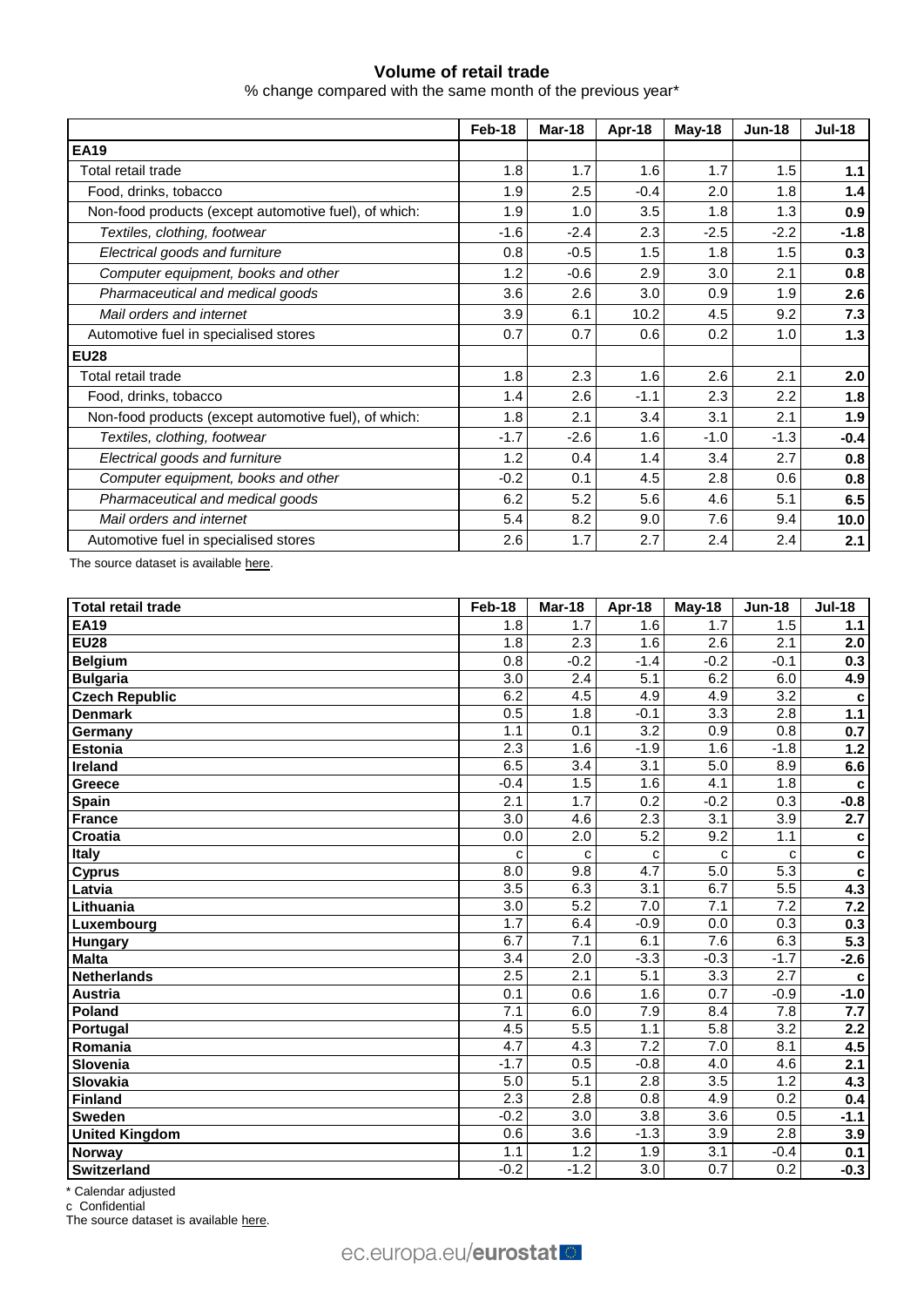## Volume of retail trade

% change compared with the same month of the previous year*

| | Feb-18 | Mar-18 | Apr-18 | May-18 | Jun-18 | Jul-18 |
|---|---|---|---|---|---|---|
| **EA19** | | | | | | |
| Total retail trade | 1.8 | 1.7 | 1.6 | 1.7 | 1.5 | **1.1** |
| Food, drinks, tobacco | 1.9 | 2.5 | -0.4 | 2.0 | 1.8 | **1.4** |
| Non-food products (except automotive fuel), of which: | 1.9 | 1.0 | 3.5 | 1.8 | 1.3 | **0.9** |
| *Textiles, clothing, footwear* | -1.6 | -2.4 | 2.3 | -2.5 | -2.2 | **-1.8** |
| *Electrical goods and furniture* | 0.8 | -0.5 | 1.5 | 1.8 | 1.5 | **0.3** |
| *Computer equipment, books and other* | 1.2 | -0.6 | 2.9 | 3.0 | 2.1 | **0.8** |
| *Pharmaceutical and medical goods* | 3.6 | 2.6 | 3.0 | 0.9 | 1.9 | **2.6** |
| *Mail orders and internet* | 3.9 | 6.1 | 10.2 | 4.5 | 9.2 | **7.3** |
| Automotive fuel in specialised stores | 0.7 | 0.7 | 0.6 | 0.2 | 1.0 | **1.3** |
| **EU28** | | | | | | |
| Total retail trade | 1.8 | 2.3 | 1.6 | 2.6 | 2.1 | **2.0** |
| Food, drinks, tobacco | 1.4 | 2.6 | -1.1 | 2.3 | 2.2 | **1.8** |
| Non-food products (except automotive fuel), of which: | 1.8 | 2.1 | 3.4 | 3.1 | 2.1 | **1.9** |
| *Textiles, clothing, footwear* | -1.7 | -2.6 | 1.6 | -1.0 | -1.3 | **-0.4** |
| *Electrical goods and furniture* | 1.2 | 0.4 | 1.4 | 3.4 | 2.7 | **0.8** |
| *Computer equipment, books and other* | -0.2 | 0.1 | 4.5 | 2.8 | 0.6 | **0.8** |
| *Pharmaceutical and medical goods* | 6.2 | 5.2 | 5.6 | 4.6 | 5.1 | **6.5** |
| *Mail orders and internet* | 5.4 | 8.2 | 9.0 | 7.6 | 9.4 | **10.0** |
| Automotive fuel in specialised stores | 2.6 | 1.7 | 2.7 | 2.4 | 2.4 | **2.1** |

The source dataset is available here.

| **Total retail trade** | **Feb-18** | **Mar-18** | **Apr-18** | **May-18** | **Jun-18** | **Jul-18** |
|---|---|---|---|---|---|---|
| **EA19** | 1.8 | 1.7 | 1.6 | 1.7 | 1.5 | **1.1** |
| **EU28** | 1.8 | 2.3 | 1.6 | 2.6 | 2.1 | **2.0** |
| **Belgium** | 0.8 | -0.2 | -1.4 | -0.2 | -0.1 | **0.3** |
| **Bulgaria** | 3.0 | 2.4 | 5.1 | 6.2 | 6.0 | **4.9** |
| **Czech Republic** | 6.2 | 4.5 | 4.9 | 4.9 | 3.2 | **c** |
| **Denmark** | 0.5 | 1.8 | -0.1 | 3.3 | 2.8 | **1.1** |
| **Germany** | 1.1 | 0.1 | 3.2 | 0.9 | 0.8 | **0.7** |
| **Estonia** | 2.3 | 1.6 | -1.9 | 1.6 | -1.8 | **1.2** |
| **Ireland** | 6.5 | 3.4 | 3.1 | 5.0 | 8.9 | **6.6** |
| **Greece** | -0.4 | 1.5 | 1.6 | 4.1 | 1.8 | **c** |
| **Spain** | 2.1 | 1.7 | 0.2 | -0.2 | 0.3 | **-0.8** |
| **France** | 3.0 | 4.6 | 2.3 | 3.1 | 3.9 | **2.7** |
| **Croatia** | 0.0 | 2.0 | 5.2 | 9.2 | 1.1 | **c** |
| **Italy** | c | c | c | c | c | **c** |
| **Cyprus** | 8.0 | 9.8 | 4.7 | 5.0 | 5.3 | **c** |
| **Latvia** | 3.5 | 6.3 | 3.1 | 6.7 | 5.5 | **4.3** |
| **Lithuania** | 3.0 | 5.2 | 7.0 | 7.1 | 7.2 | **7.2** |
| **Luxembourg** | 1.7 | 6.4 | -0.9 | 0.0 | 0.3 | **0.3** |
| **Hungary** | 6.7 | 7.1 | 6.1 | 7.6 | 6.3 | **5.3** |
| **Malta** | 3.4 | 2.0 | -3.3 | -0.3 | -1.7 | **-2.6** |
| **Netherlands** | 2.5 | 2.1 | 5.1 | 3.3 | 2.7 | **c** |
| **Austria** | 0.1 | 0.6 | 1.6 | 0.7 | -0.9 | **-1.0** |
| **Poland** | 7.1 | 6.0 | 7.9 | 8.4 | 7.8 | **7.7** |
| **Portugal** | 4.5 | 5.5 | 1.1 | 5.8 | 3.2 | **2.2** |
| **Romania** | 4.7 | 4.3 | 7.2 | 7.0 | 8.1 | **4.5** |
| **Slovenia** | -1.7 | 0.5 | -0.8 | 4.0 | 4.6 | **2.1** |
| **Slovakia** | 5.0 | 5.1 | 2.8 | 3.5 | 1.2 | **4.3** |
| **Finland** | 2.3 | 2.8 | 0.8 | 4.9 | 0.2 | **0.4** |
| **Sweden** | -0.2 | 3.0 | 3.8 | 3.6 | 0.5 | **-1.1** |
| **United Kingdom** | 0.6 | 3.6 | -1.3 | 3.9 | 2.8 | **3.9** |
| **Norway** | 1.1 | 1.2 | 1.9 | 3.1 | -0.4 | **0.1** |
| **Switzerland** | -0.2 | -1.2 | 3.0 | 0.7 | 0.2 | **-0.3** |

\* Calendar adjusted

c Confidential

The source dataset is available here.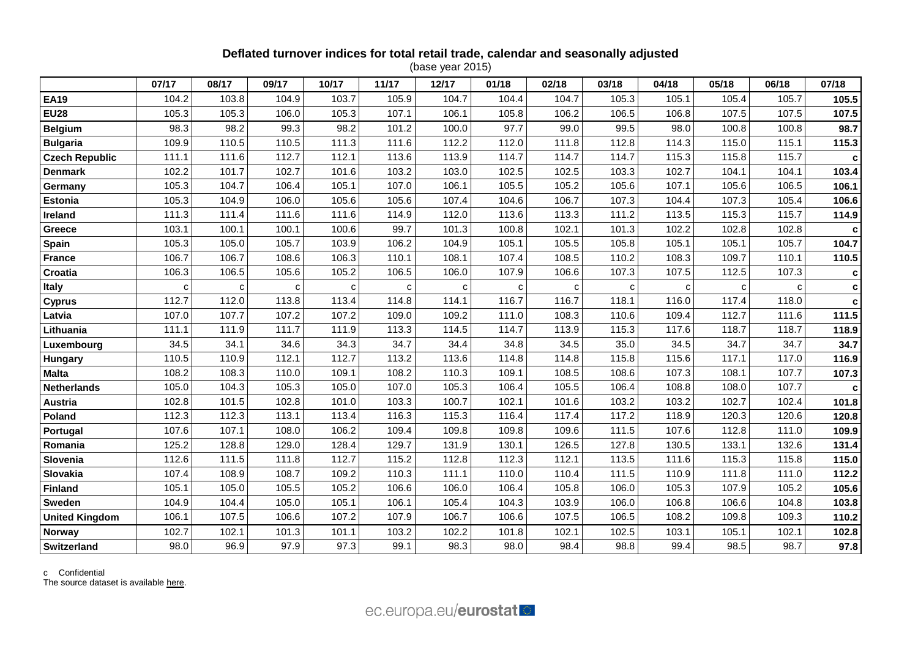**Deflated turnover indices for total retail trade, calendar and seasonally adjusted**

(base year 2015)

| | 07/17 | 08/17 | 09/17 | 10/17 | 11/17 | 12/17 | 01/18 | 02/18 | 03/18 | 04/18 | 05/18 | 06/18 | 07/18 |
|---|---|---|---|---|---|---|---|---|---|---|---|---|---|
| **EA19** | 104.2 | 103.8 | 104.9 | 103.7 | 105.9 | 104.7 | 104.4 | 104.7 | 105.3 | 105.1 | 105.4 | 105.7 | **105.5** |
| **EU28** | 105.3 | 105.3 | 106.0 | 105.3 | 107.1 | 106.1 | 105.8 | 106.2 | 106.5 | 106.8 | 107.5 | 107.5 | **107.5** |
| **Belgium** | 98.3 | 98.2 | 99.3 | 98.2 | 101.2 | 100.0 | 97.7 | 99.0 | 99.5 | 98.0 | 100.8 | 100.8 | **98.7** |
| **Bulgaria** | 109.9 | 110.5 | 110.5 | 111.3 | 111.6 | 112.2 | 112.0 | 111.8 | 112.8 | 114.3 | 115.0 | 115.1 | **115.3** |
| **Czech Republic** | 111.1 | 111.6 | 112.7 | 112.1 | 113.6 | 113.9 | 114.7 | 114.7 | 114.7 | 115.3 | 115.8 | 115.7 | **c** |
| **Denmark** | 102.2 | 101.7 | 102.7 | 101.6 | 103.2 | 103.0 | 102.5 | 102.5 | 103.3 | 102.7 | 104.1 | 104.1 | **103.4** |
| **Germany** | 105.3 | 104.7 | 106.4 | 105.1 | 107.0 | 106.1 | 105.5 | 105.2 | 105.6 | 107.1 | 105.6 | 106.5 | **106.1** |
| **Estonia** | 105.3 | 104.9 | 106.0 | 105.6 | 105.6 | 107.4 | 104.6 | 106.7 | 107.3 | 104.4 | 107.3 | 105.4 | **106.6** |
| **Ireland** | 111.3 | 111.4 | 111.6 | 111.6 | 114.9 | 112.0 | 113.6 | 113.3 | 111.2 | 113.5 | 115.3 | 115.7 | **114.9** |
| **Greece** | 103.1 | 100.1 | 100.1 | 100.6 | 99.7 | 101.3 | 100.8 | 102.1 | 101.3 | 102.2 | 102.8 | 102.8 | **c** |
| **Spain** | 105.3 | 105.0 | 105.7 | 103.9 | 106.2 | 104.9 | 105.1 | 105.5 | 105.8 | 105.1 | 105.1 | 105.7 | **104.7** |
| **France** | 106.7 | 106.7 | 108.6 | 106.3 | 110.1 | 108.1 | 107.4 | 108.5 | 110.2 | 108.3 | 109.7 | 110.1 | **110.5** |
| **Croatia** | 106.3 | 106.5 | 105.6 | 105.2 | 106.5 | 106.0 | 107.9 | 106.6 | 107.3 | 107.5 | 112.5 | 107.3 | **c** |
| **Italy** | c | c | c | c | c | c | c | c | c | c | c | c | **c** |
| **Cyprus** | 112.7 | 112.0 | 113.8 | 113.4 | 114.8 | 114.1 | 116.7 | 116.7 | 118.1 | 116.0 | 117.4 | 118.0 | **c** |
| **Latvia** | 107.0 | 107.7 | 107.2 | 107.2 | 109.0 | 109.2 | 111.0 | 108.3 | 110.6 | 109.4 | 112.7 | 111.6 | **111.5** |
| **Lithuania** | 111.1 | 111.9 | 111.7 | 111.9 | 113.3 | 114.5 | 114.7 | 113.9 | 115.3 | 117.6 | 118.7 | 118.7 | **118.9** |
| **Luxembourg** | 34.5 | 34.1 | 34.6 | 34.3 | 34.7 | 34.4 | 34.8 | 34.5 | 35.0 | 34.5 | 34.7 | 34.7 | **34.7** |
| **Hungary** | 110.5 | 110.9 | 112.1 | 112.7 | 113.2 | 113.6 | 114.8 | 114.8 | 115.8 | 115.6 | 117.1 | 117.0 | **116.9** |
| **Malta** | 108.2 | 108.3 | 110.0 | 109.1 | 108.2 | 110.3 | 109.1 | 108.5 | 108.6 | 107.3 | 108.1 | 107.7 | **107.3** |
| **Netherlands** | 105.0 | 104.3 | 105.3 | 105.0 | 107.0 | 105.3 | 106.4 | 105.5 | 106.4 | 108.8 | 108.0 | 107.7 | **c** |
| **Austria** | 102.8 | 101.5 | 102.8 | 101.0 | 103.3 | 100.7 | 102.1 | 101.6 | 103.2 | 103.2 | 102.7 | 102.4 | **101.8** |
| **Poland** | 112.3 | 112.3 | 113.1 | 113.4 | 116.3 | 115.3 | 116.4 | 117.4 | 117.2 | 118.9 | 120.3 | 120.6 | **120.8** |
| **Portugal** | 107.6 | 107.1 | 108.0 | 106.2 | 109.4 | 109.8 | 109.8 | 109.6 | 111.5 | 107.6 | 112.8 | 111.0 | **109.9** |
| **Romania** | 125.2 | 128.8 | 129.0 | 128.4 | 129.7 | 131.9 | 130.1 | 126.5 | 127.8 | 130.5 | 133.1 | 132.6 | **131.4** |
| **Slovenia** | 112.6 | 111.5 | 111.8 | 112.7 | 115.2 | 112.8 | 112.3 | 112.1 | 113.5 | 111.6 | 115.3 | 115.8 | **115.0** |
| **Slovakia** | 107.4 | 108.9 | 108.7 | 109.2 | 110.3 | 111.1 | 110.0 | 110.4 | 111.5 | 110.9 | 111.8 | 111.0 | **112.2** |
| **Finland** | 105.1 | 105.0 | 105.5 | 105.2 | 106.6 | 106.0 | 106.4 | 105.8 | 106.0 | 105.3 | 107.9 | 105.2 | **105.6** |
| **Sweden** | 104.9 | 104.4 | 105.0 | 105.1 | 106.1 | 105.4 | 104.3 | 103.9 | 106.0 | 106.8 | 106.6 | 104.8 | **103.8** |
| **United Kingdom** | 106.1 | 107.5 | 106.6 | 107.2 | 107.9 | 106.7 | 106.6 | 107.5 | 106.5 | 108.2 | 109.8 | 109.3 | **110.2** |
| **Norway** | 102.7 | 102.1 | 101.3 | 101.1 | 103.2 | 102.2 | 101.8 | 102.1 | 102.5 | 103.1 | 105.1 | 102.1 | **102.8** |
| **Switzerland** | 98.0 | 96.9 | 97.9 | 97.3 | 99.1 | 98.3 | 98.0 | 98.4 | 98.8 | 99.4 | 98.5 | 98.7 | **97.8** |

c Confidential

The source dataset is available here.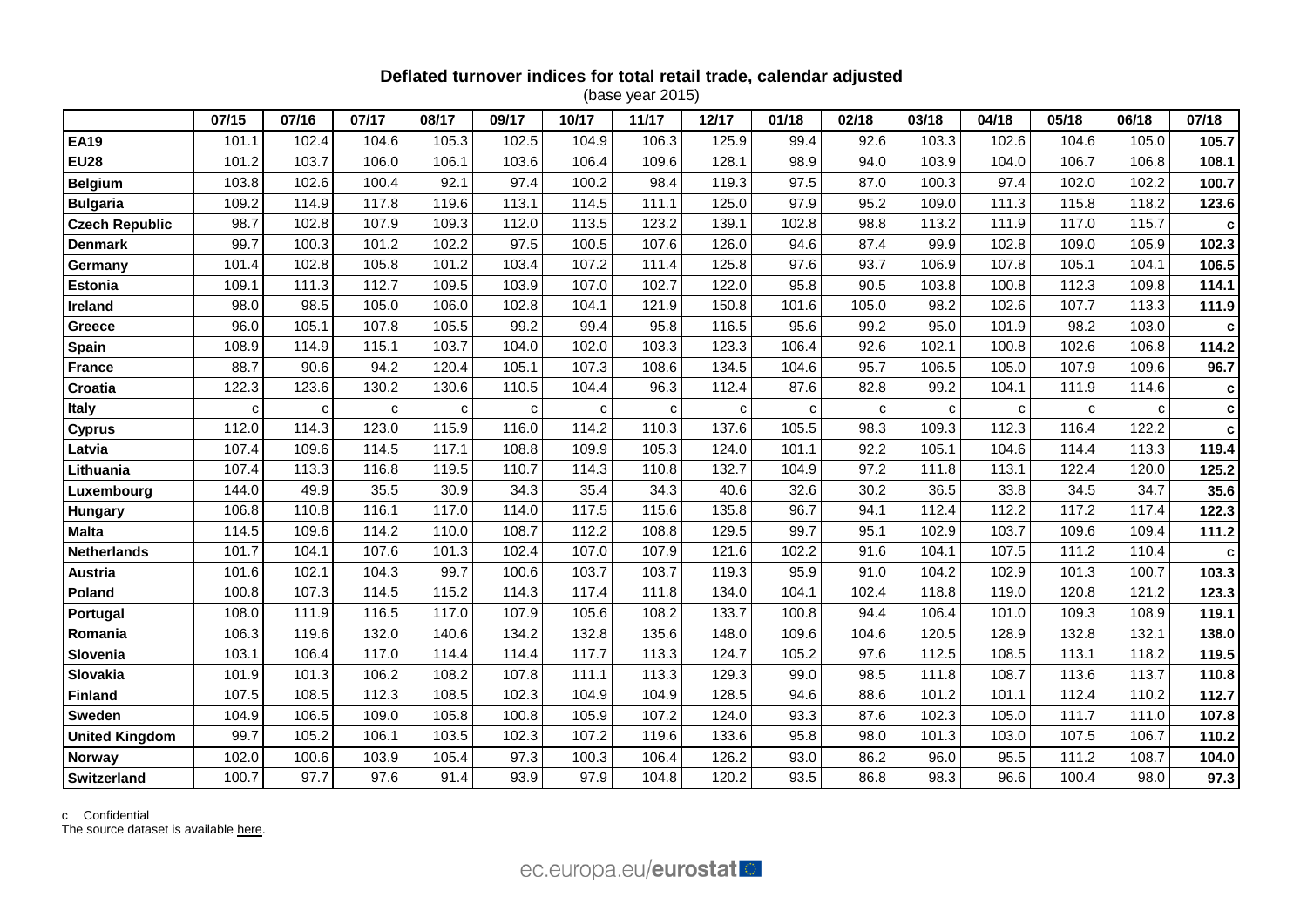## Deflated turnover indices for total retail trade, calendar adjusted

(base year 2015)

| | 07/15 | 07/16 | 07/17 | 08/17 | 09/17 | 10/17 | 11/17 | 12/17 | 01/18 | 02/18 | 03/18 | 04/18 | 05/18 | 06/18 | 07/18 |
|---|---|---|---|---|---|---|---|---|---|---|---|---|---|---|---|
| **EA19** | 101.1 | 102.4 | 104.6 | 105.3 | 102.5 | 104.9 | 106.3 | 125.9 | 99.4 | 92.6 | 103.3 | 102.6 | 104.6 | 105.0 | **105.7** |
| **EU28** | 101.2 | 103.7 | 106.0 | 106.1 | 103.6 | 106.4 | 109.6 | 128.1 | 98.9 | 94.0 | 103.9 | 104.0 | 106.7 | 106.8 | **108.1** |
| **Belgium** | 103.8 | 102.6 | 100.4 | 92.1 | 97.4 | 100.2 | 98.4 | 119.3 | 97.5 | 87.0 | 100.3 | 97.4 | 102.0 | 102.2 | **100.7** |
| **Bulgaria** | 109.2 | 114.9 | 117.8 | 119.6 | 113.1 | 114.5 | 111.1 | 125.0 | 97.9 | 95.2 | 109.0 | 111.3 | 115.8 | 118.2 | **123.6** |
| **Czech Republic** | 98.7 | 102.8 | 107.9 | 109.3 | 112.0 | 113.5 | 123.2 | 139.1 | 102.8 | 98.8 | 113.2 | 111.9 | 117.0 | 115.7 | **c** |
| **Denmark** | 99.7 | 100.3 | 101.2 | 102.2 | 97.5 | 100.5 | 107.6 | 126.0 | 94.6 | 87.4 | 99.9 | 102.8 | 109.0 | 105.9 | **102.3** |
| **Germany** | 101.4 | 102.8 | 105.8 | 101.2 | 103.4 | 107.2 | 111.4 | 125.8 | 97.6 | 93.7 | 106.9 | 107.8 | 105.1 | 104.1 | **106.5** |
| **Estonia** | 109.1 | 111.3 | 112.7 | 109.5 | 103.9 | 107.0 | 102.7 | 122.0 | 95.8 | 90.5 | 103.8 | 100.8 | 112.3 | 109.8 | **114.1** |
| **Ireland** | 98.0 | 98.5 | 105.0 | 106.0 | 102.8 | 104.1 | 121.9 | 150.8 | 101.6 | 105.0 | 98.2 | 102.6 | 107.7 | 113.3 | **111.9** |
| **Greece** | 96.0 | 105.1 | 107.8 | 105.5 | 99.2 | 99.4 | 95.8 | 116.5 | 95.6 | 99.2 | 95.0 | 101.9 | 98.2 | 103.0 | **c** |
| **Spain** | 108.9 | 114.9 | 115.1 | 103.7 | 104.0 | 102.0 | 103.3 | 123.3 | 106.4 | 92.6 | 102.1 | 100.8 | 102.6 | 106.8 | **114.2** |
| **France** | 88.7 | 90.6 | 94.2 | 120.4 | 105.1 | 107.3 | 108.6 | 134.5 | 104.6 | 95.7 | 106.5 | 105.0 | 107.9 | 109.6 | **96.7** |
| **Croatia** | 122.3 | 123.6 | 130.2 | 130.6 | 110.5 | 104.4 | 96.3 | 112.4 | 87.6 | 82.8 | 99.2 | 104.1 | 111.9 | 114.6 | **c** |
| **Italy** | c | c | c | c | c | c | c | c | c | c | c | c | c | c | **c** |
| **Cyprus** | 112.0 | 114.3 | 123.0 | 115.9 | 116.0 | 114.2 | 110.3 | 137.6 | 105.5 | 98.3 | 109.3 | 112.3 | 116.4 | 122.2 | **c** |
| **Latvia** | 107.4 | 109.6 | 114.5 | 117.1 | 108.8 | 109.9 | 105.3 | 124.0 | 101.1 | 92.2 | 105.1 | 104.6 | 114.4 | 113.3 | **119.4** |
| **Lithuania** | 107.4 | 113.3 | 116.8 | 119.5 | 110.7 | 114.3 | 110.8 | 132.7 | 104.9 | 97.2 | 111.8 | 113.1 | 122.4 | 120.0 | **125.2** |
| **Luxembourg** | 144.0 | 49.9 | 35.5 | 30.9 | 34.3 | 35.4 | 34.3 | 40.6 | 32.6 | 30.2 | 36.5 | 33.8 | 34.5 | 34.7 | **35.6** |
| **Hungary** | 106.8 | 110.8 | 116.1 | 117.0 | 114.0 | 117.5 | 115.6 | 135.8 | 96.7 | 94.1 | 112.4 | 112.2 | 117.2 | 117.4 | **122.3** |
| **Malta** | 114.5 | 109.6 | 114.2 | 110.0 | 108.7 | 112.2 | 108.8 | 129.5 | 99.7 | 95.1 | 102.9 | 103.7 | 109.6 | 109.4 | **111.2** |
| **Netherlands** | 101.7 | 104.1 | 107.6 | 101.3 | 102.4 | 107.0 | 107.9 | 121.6 | 102.2 | 91.6 | 104.1 | 107.5 | 111.2 | 110.4 | **c** |
| **Austria** | 101.6 | 102.1 | 104.3 | 99.7 | 100.6 | 103.7 | 103.7 | 119.3 | 95.9 | 91.0 | 104.2 | 102.9 | 101.3 | 100.7 | **103.3** |
| **Poland** | 100.8 | 107.3 | 114.5 | 115.2 | 114.3 | 117.4 | 111.8 | 134.0 | 104.1 | 102.4 | 118.8 | 119.0 | 120.8 | 121.2 | **123.3** |
| **Portugal** | 108.0 | 111.9 | 116.5 | 117.0 | 107.9 | 105.6 | 108.2 | 133.7 | 100.8 | 94.4 | 106.4 | 101.0 | 109.3 | 108.9 | **119.1** |
| **Romania** | 106.3 | 119.6 | 132.0 | 140.6 | 134.2 | 132.8 | 135.6 | 148.0 | 109.6 | 104.6 | 120.5 | 128.9 | 132.8 | 132.1 | **138.0** |
| **Slovenia** | 103.1 | 106.4 | 117.0 | 114.4 | 114.4 | 117.7 | 113.3 | 124.7 | 105.2 | 97.6 | 112.5 | 108.5 | 113.1 | 118.2 | **119.5** |
| **Slovakia** | 101.9 | 101.3 | 106.2 | 108.2 | 107.8 | 111.1 | 113.3 | 129.3 | 99.0 | 98.5 | 111.8 | 108.7 | 113.6 | 113.7 | **110.8** |
| **Finland** | 107.5 | 108.5 | 112.3 | 108.5 | 102.3 | 104.9 | 104.9 | 128.5 | 94.6 | 88.6 | 101.2 | 101.1 | 112.4 | 110.2 | **112.7** |
| **Sweden** | 104.9 | 106.5 | 109.0 | 105.8 | 100.8 | 105.9 | 107.2 | 124.0 | 93.3 | 87.6 | 102.3 | 105.0 | 111.7 | 111.0 | **107.8** |
| **United Kingdom** | 99.7 | 105.2 | 106.1 | 103.5 | 102.3 | 107.2 | 119.6 | 133.6 | 95.8 | 98.0 | 101.3 | 103.0 | 107.5 | 106.7 | **110.2** |
| **Norway** | 102.0 | 100.6 | 103.9 | 105.4 | 97.3 | 100.3 | 106.4 | 126.2 | 93.0 | 86.2 | 96.0 | 95.5 | 111.2 | 108.7 | **104.0** |
| **Switzerland** | 100.7 | 97.7 | 97.6 | 91.4 | 93.9 | 97.9 | 104.8 | 120.2 | 93.5 | 86.8 | 98.3 | 96.6 | 100.4 | 98.0 | **97.3** |

c Confidential

The source dataset is available here.

ec.europa.eu/eurostat